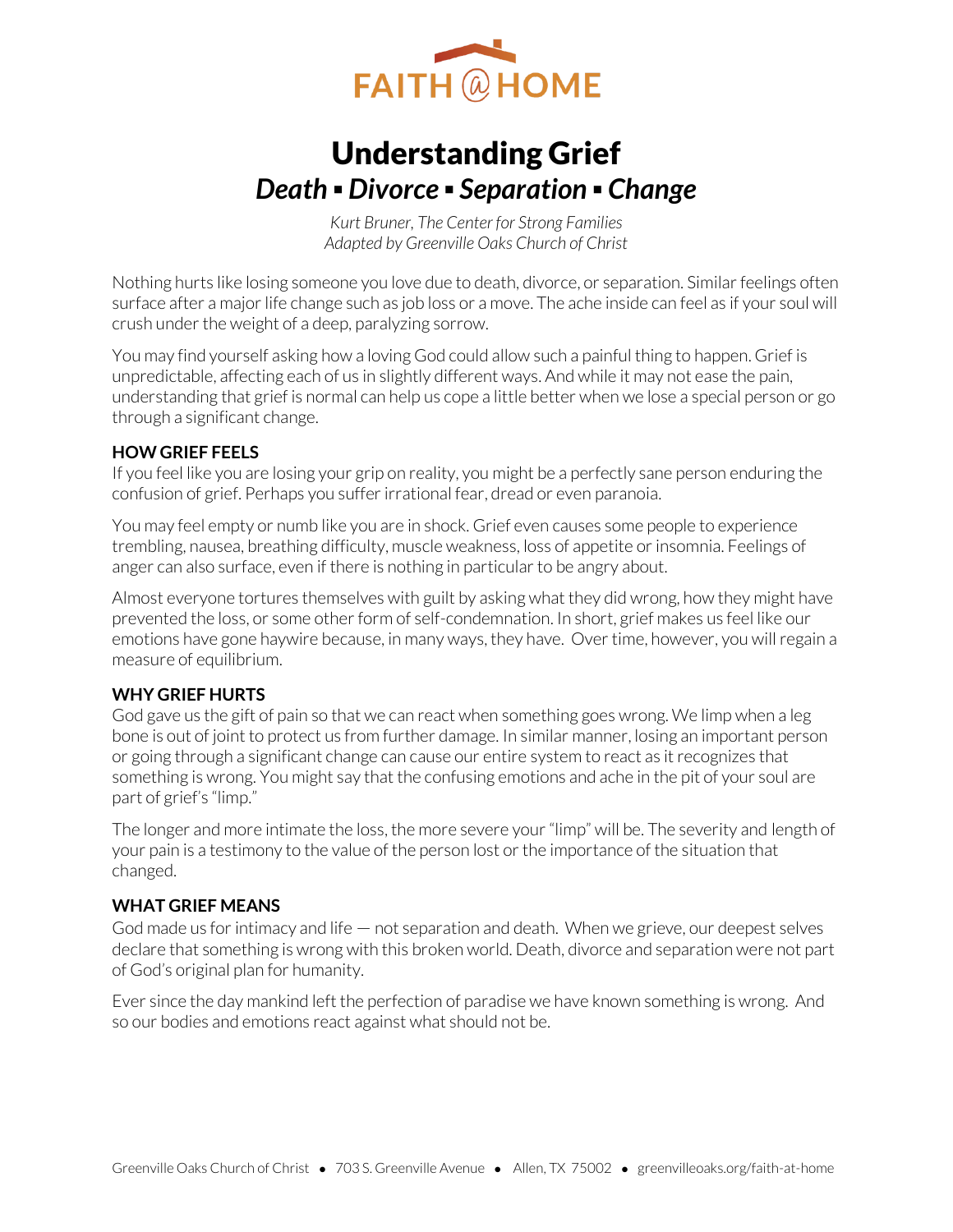FAITH @ HOME

# Understanding Grief

## *Death ▪ Divorce ▪ Separation ▪ Change*

*Kurt Bruner, The Center for Strong Families*
*Adapted by Greenville Oaks Church of Christ*

Nothing hurts like losing someone you love due to death, divorce, or separation. Similar feelings often surface after a major life change such as job loss or a move. The ache inside can feel as if your soul will crush under the weight of a deep, paralyzing sorrow.

You may find yourself asking how a loving God could allow such a painful thing to happen. Grief is unpredictable, affecting each of us in slightly different ways. And while it may not ease the pain, understanding that grief is normal can help us cope a little better when we lose a special person or go through a significant change.

### HOW GRIEF FEELS

If you feel like you are losing your grip on reality, you might be a perfectly sane person enduring the confusion of grief. Perhaps you suffer irrational fear, dread or even paranoia.

You may feel empty or numb like you are in shock. Grief even causes some people to experience trembling, nausea, breathing difficulty, muscle weakness, loss of appetite or insomnia. Feelings of anger can also surface, even if there is nothing in particular to be angry about.

Almost everyone tortures themselves with guilt by asking what they did wrong, how they might have prevented the loss, or some other form of self-condemnation. In short, grief makes us feel like our emotions have gone haywire because, in many ways, they have. Over time, however, you will regain a measure of equilibrium.

### WHY GRIEF HURTS

God gave us the gift of pain so that we can react when something goes wrong. We limp when a leg bone is out of joint to protect us from further damage. In similar manner, losing an important person or going through a significant change can cause our entire system to react as it recognizes that something is wrong. You might say that the confusing emotions and ache in the pit of your soul are part of grief's "limp."

The longer and more intimate the loss, the more severe your "limp" will be. The severity and length of your pain is a testimony to the value of the person lost or the importance of the situation that changed.

### WHAT GRIEF MEANS

God made us for intimacy and life — not separation and death. When we grieve, our deepest selves declare that something is wrong with this broken world. Death, divorce and separation were not part of God's original plan for humanity.

Ever since the day mankind left the perfection of paradise we have known something is wrong. And so our bodies and emotions react against what should not be.

Greenville Oaks Church of Christ • 703 S. Greenville Avenue • Allen, TX 75002 • greenvilleoaks.org/faith-at-home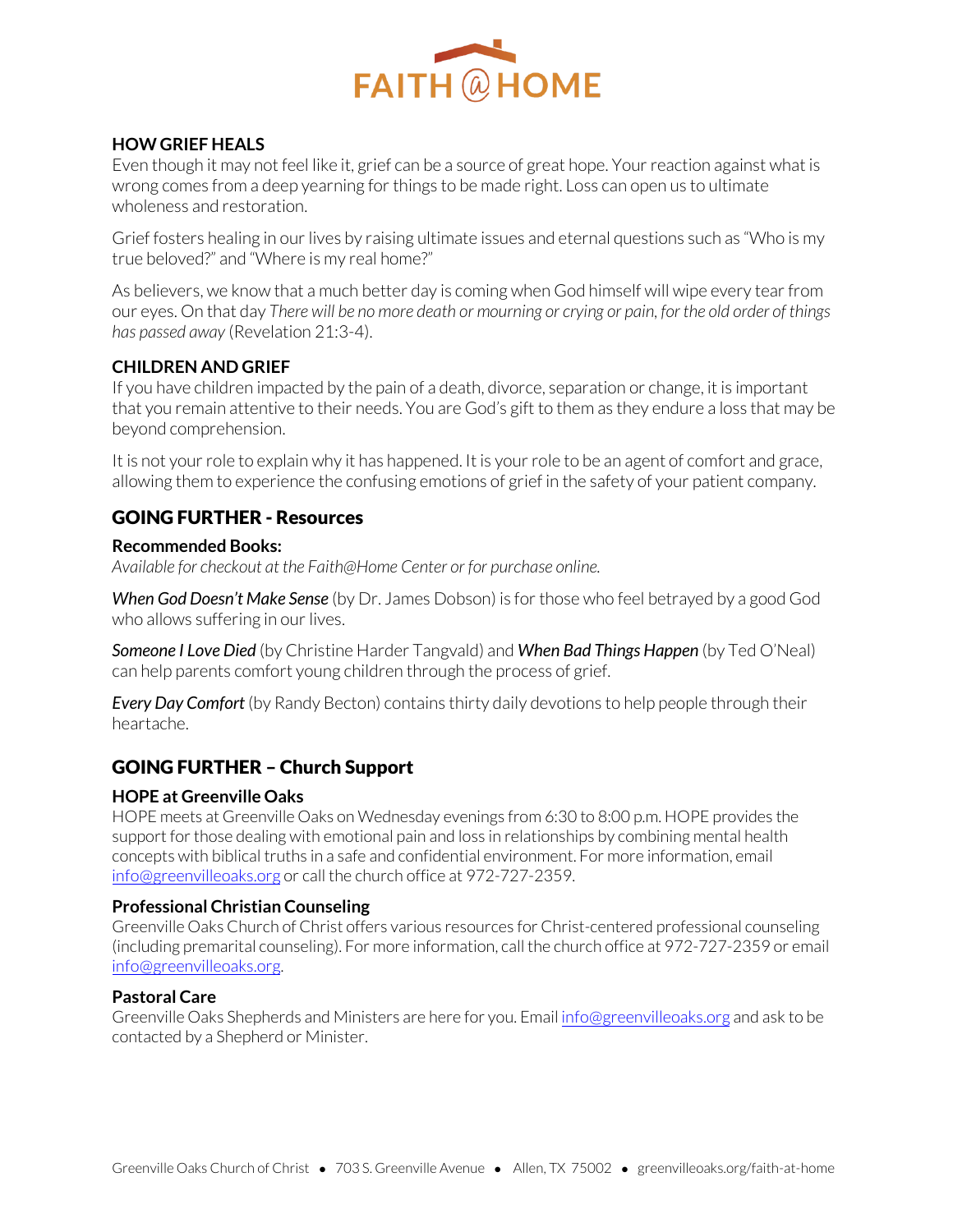FAITH @ HOME

### HOW GRIEF HEALS

Even though it may not feel like it, grief can be a source of great hope. Your reaction against what is wrong comes from a deep yearning for things to be made right. Loss can open us to ultimate wholeness and restoration.

Grief fosters healing in our lives by raising ultimate issues and eternal questions such as "Who is my true beloved?" and "Where is my real home?"

As believers, we know that a much better day is coming when God himself will wipe every tear from our eyes. On that day *There will be no more death or mourning or crying or pain, for the old order of things has passed away* (Revelation 21:3-4).

### CHILDREN AND GRIEF

If you have children impacted by the pain of a death, divorce, separation or change, it is important that you remain attentive to their needs. You are God's gift to them as they endure a loss that may be beyond comprehension.

It is not your role to explain why it has happened. It is your role to be an agent of comfort and grace, allowing them to experience the confusing emotions of grief in the safety of your patient company.

## GOING FURTHER - Resources

### Recommended Books:

*Available for checkout at the Faith@Home Center or for purchase online.*

***When God Doesn't Make Sense*** (by Dr. James Dobson) is for those who feel betrayed by a good God who allows suffering in our lives.

***Someone I Love Died*** (by Christine Harder Tangvald) and ***When Bad Things Happen*** (by Ted O'Neal) can help parents comfort young children through the process of grief.

***Every Day Comfort*** (by Randy Becton) contains thirty daily devotions to help people through their heartache.

## GOING FURTHER – Church Support

### HOPE at Greenville Oaks

HOPE meets at Greenville Oaks on Wednesday evenings from 6:30 to 8:00 p.m. HOPE provides the support for those dealing with emotional pain and loss in relationships by combining mental health concepts with biblical truths in a safe and confidential environment. For more information, email info@greenvilleoaks.org or call the church office at 972-727-2359.

### Professional Christian Counseling

Greenville Oaks Church of Christ offers various resources for Christ-centered professional counseling (including premarital counseling). For more information, call the church office at 972-727-2359 or email info@greenvilleoaks.org.

### Pastoral Care

Greenville Oaks Shepherds and Ministers are here for you. Email info@greenvilleoaks.org and ask to be contacted by a Shepherd or Minister.

Greenville Oaks Church of Christ • 703 S. Greenville Avenue • Allen, TX 75002 • greenvilleoaks.org/faith-at-home